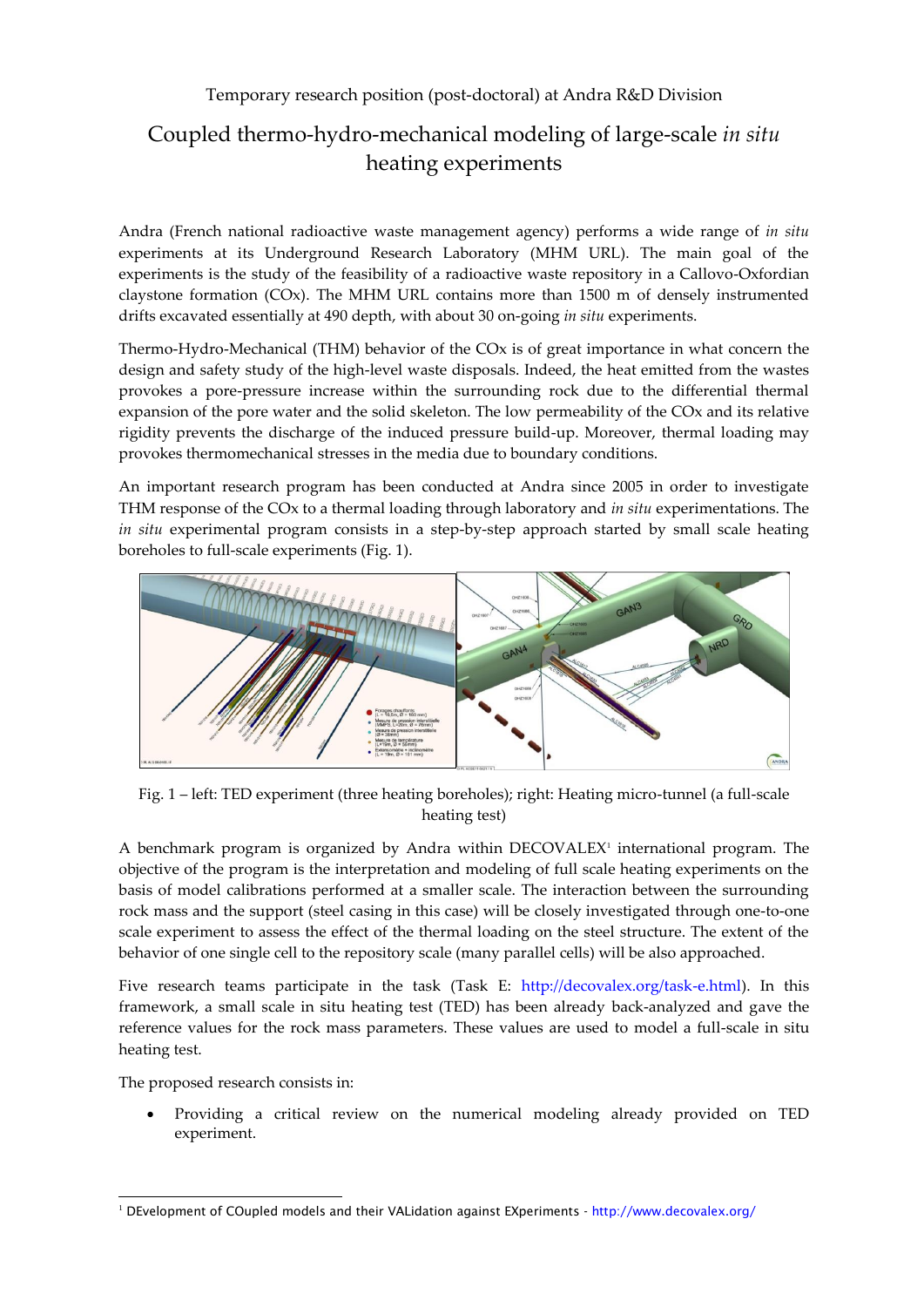Temporary research position (post-doctoral) at Andra R&D Division

# Coupled thermo-hydro-mechanical modeling of large-scale *in situ* heating experiments

Andra (French national radioactive waste management agency) performs a wide range of *in situ* experiments at its Underground Research Laboratory (MHM URL). The main goal of the experiments is the study of the feasibility of a radioactive waste repository in a Callovo-Oxfordian claystone formation (COx). The MHM URL contains more than 1500 m of densely instrumented drifts excavated essentially at 490 depth, with about 30 on-going *in situ* experiments.

Thermo-Hydro-Mechanical (THM) behavior of the COx is of great importance in what concern the design and safety study of the high-level waste disposals. Indeed, the heat emitted from the wastes provokes a pore-pressure increase within the surrounding rock due to the differential thermal expansion of the pore water and the solid skeleton. The low permeability of the COx and its relative rigidity prevents the discharge of the induced pressure build-up. Moreover, thermal loading may provokes thermomechanical stresses in the media due to boundary conditions.

An important research program has been conducted at Andra since 2005 in order to investigate THM response of the COx to a thermal loading through laboratory and *in situ* experimentations. The *in situ* experimental program consists in a step-by-step approach started by small scale heating boreholes to full-scale experiments (Fig. 1).

Fig. 1 – left: TED experiment (three heating boreholes); right: Heating micro-tunnel (a full-scale heating test)

A benchmark program is organized by Andra within DECOVALEX[1] international program. The objective of the program is the interpretation and modeling of full scale heating experiments on the basis of model calibrations performed at a smaller scale. The interaction between the surrounding rock mass and the support (steel casing in this case) will be closely investigated through one-to-one scale experiment to assess the effect of the thermal loading on the steel structure. The extent of the behavior of one single cell to the repository scale (many parallel cells) will be also approached.

Five research teams participate in the task (Task E: http://decovalex.org/task-e.html). In this framework, a small scale in situ heating test (TED) has been already back-analyzed and gave the reference values for the rock mass parameters. These values are used to model a full-scale in situ heating test.

The proposed research consists in:

- Providing a critical review on the numerical modeling already provided on TED experiment.

[1] DEvelopment of COupled models and their VALidation against EXperiments - http://www.decovalex.org/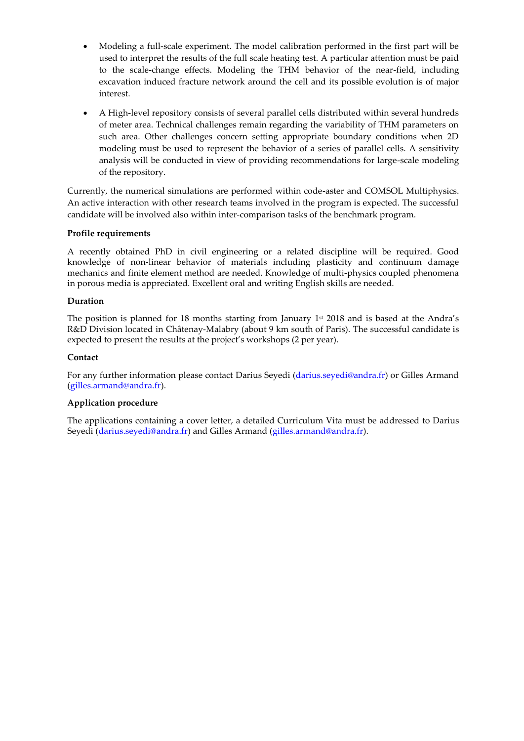- Modeling a full-scale experiment. The model calibration performed in the first part will be used to interpret the results of the full scale heating test. A particular attention must be paid to the scale-change effects. Modeling the THM behavior of the near-field, including excavation induced fracture network around the cell and its possible evolution is of major interest.
- A High-level repository consists of several parallel cells distributed within several hundreds of meter area. Technical challenges remain regarding the variability of THM parameters on such area. Other challenges concern setting appropriate boundary conditions when 2D modeling must be used to represent the behavior of a series of parallel cells. A sensitivity analysis will be conducted in view of providing recommendations for large-scale modeling of the repository.

Currently, the numerical simulations are performed within code-aster and COMSOL Multiphysics. An active interaction with other research teams involved in the program is expected. The successful candidate will be involved also within inter-comparison tasks of the benchmark program.

**Profile requirements**

A recently obtained PhD in civil engineering or a related discipline will be required. Good knowledge of non-linear behavior of materials including plasticity and continuum damage mechanics and finite element method are needed. Knowledge of multi-physics coupled phenomena in porous media is appreciated. Excellent oral and writing English skills are needed.

**Duration**

The position is planned for 18 months starting from January 1st 2018 and is based at the Andra's R&D Division located in Châtenay-Malabry (about 9 km south of Paris). The successful candidate is expected to present the results at the project's workshops (2 per year).

**Contact**

For any further information please contact Darius Seyedi (darius.seyedi@andra.fr) or Gilles Armand (gilles.armand@andra.fr).

**Application procedure**

The applications containing a cover letter, a detailed Curriculum Vita must be addressed to Darius Seyedi (darius.seyedi@andra.fr) and Gilles Armand (gilles.armand@andra.fr).